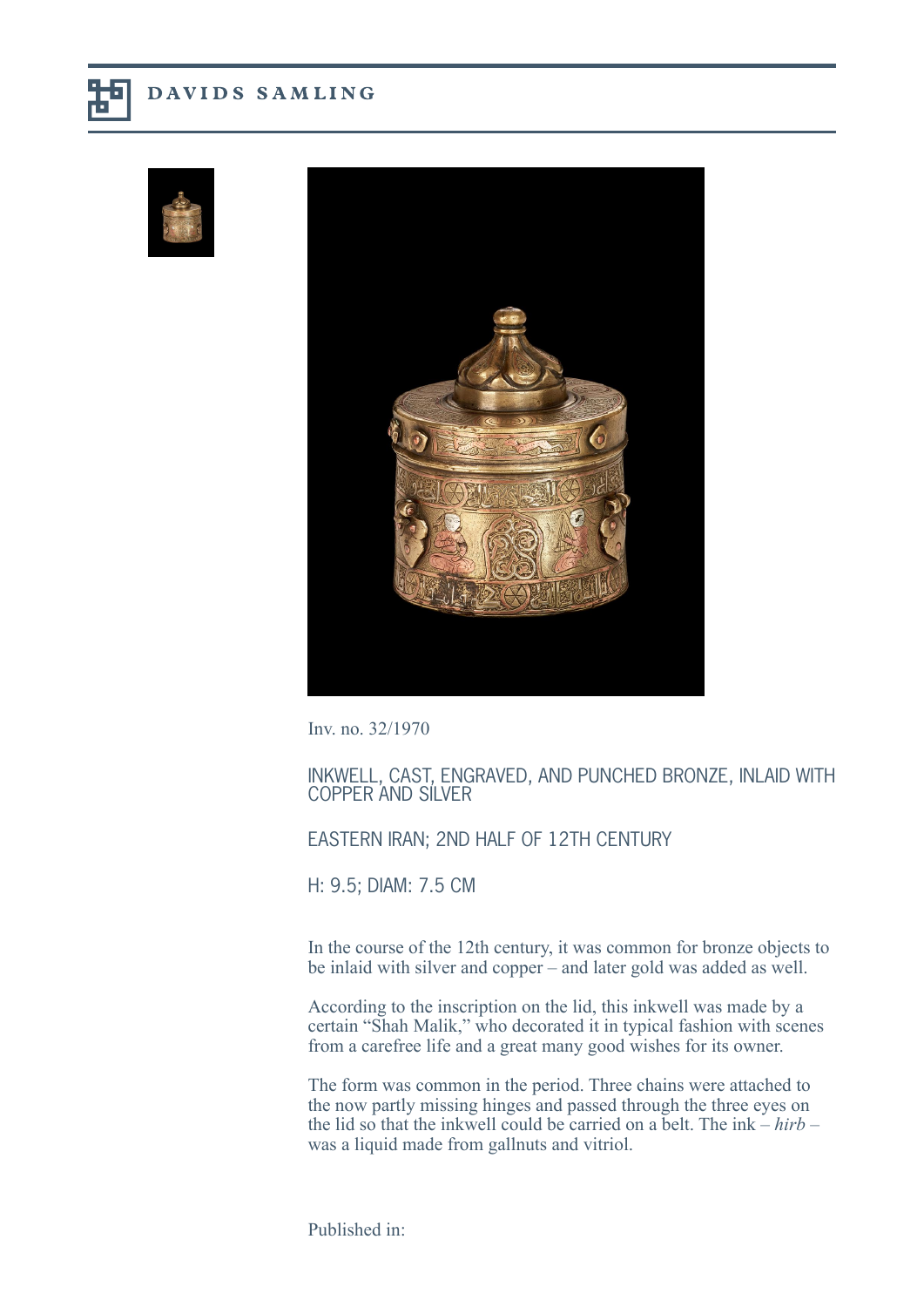Inv. no. 32/1970

## INKWELL, CAST, ENGRAVED, AND PUNCHED BRONZE, INLAID WITH COPPER AND SILVER

EASTERN IRAN; 2ND HALF OF 12TH CENTURY

H: 9.5; DIAM: 7.5 CM

In the course of the 12th century, it was common for bronze objects to be inlaid with silver and copper – and later gold was added as well.

According to the inscription on the lid, this inkwell was made by a certain "Shah Malik," who decorated it in typical fashion with scenes from a carefree life and a great many good wishes for its owner.

The form was common in the period. Three chains were attached to the now partly missing hinges and passed through the three eyes on the lid so that the inkwell could be carried on a belt. The ink – *hirb* – was a liquid made from gallnuts and vitriol.

Published in: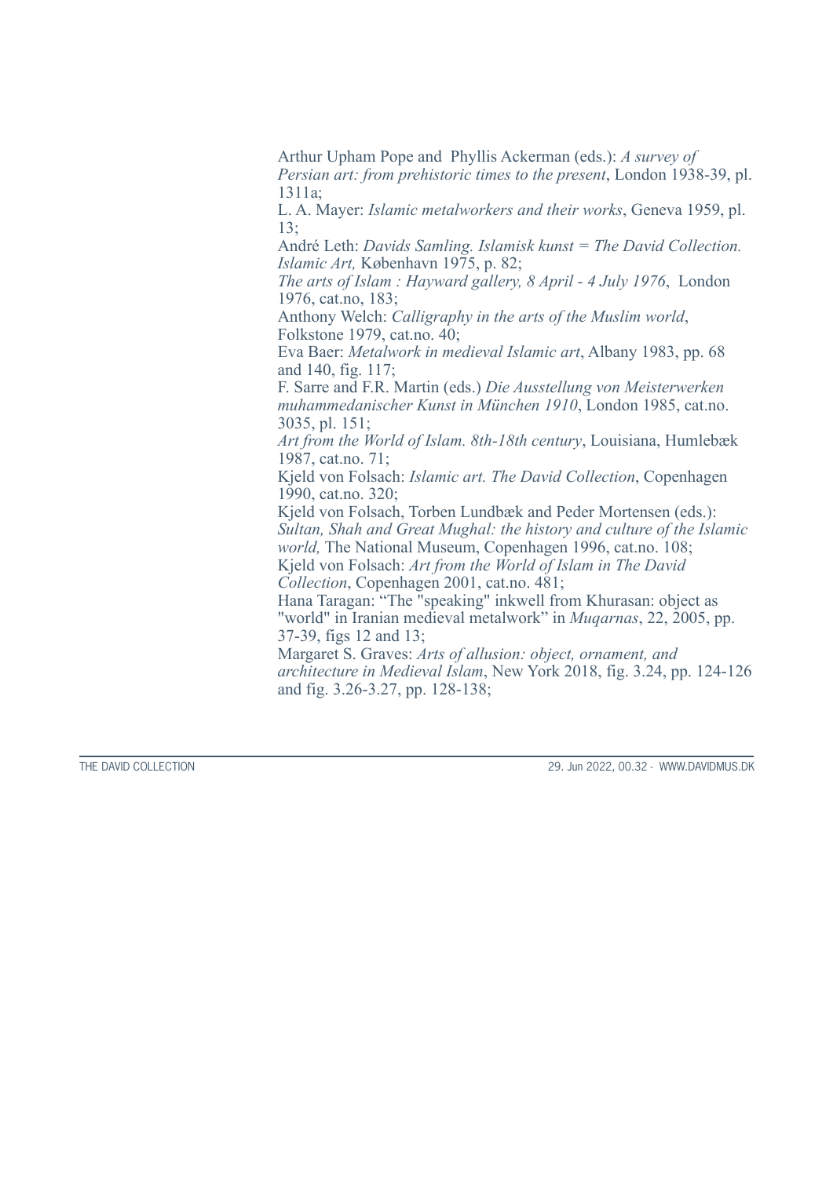Arthur Upham Pope and Phyllis Ackerman (eds.): *A survey of Persian art: from prehistoric times to the present*, London 1938-39, pl. 1311a;
L. A. Mayer: *Islamic metalworkers and their works*, Geneva 1959, pl. 13;
André Leth: *Davids Samling. Islamisk kunst = The David Collection. Islamic Art,* København 1975, p. 82;
*The arts of Islam : Hayward gallery, 8 April - 4 July 1976*, London 1976, cat.no, 183;
Anthony Welch: *Calligraphy in the arts of the Muslim world*, Folkstone 1979, cat.no. 40;
Eva Baer: *Metalwork in medieval Islamic art*, Albany 1983, pp. 68 and 140, fig. 117;
F. Sarre and F.R. Martin (eds.) *Die Ausstellung von Meisterwerken muhammedanischer Kunst in München 1910*, London 1985, cat.no. 3035, pl. 151;
*Art from the World of Islam. 8th-18th century*, Louisiana, Humlebæk 1987, cat.no. 71;
Kjeld von Folsach: *Islamic art. The David Collection*, Copenhagen 1990, cat.no. 320;
Kjeld von Folsach, Torben Lundbæk and Peder Mortensen (eds.): *Sultan, Shah and Great Mughal: the history and culture of the Islamic world,* The National Museum, Copenhagen 1996, cat.no. 108;
Kjeld von Folsach: *Art from the World of Islam in The David Collection*, Copenhagen 2001, cat.no. 481;
Hana Taragan: “The "speaking" inkwell from Khurasan: object as "world" in Iranian medieval metalwork” in *Muqarnas*, 22, 2005, pp. 37-39, figs 12 and 13;
Margaret S. Graves: *Arts of allusion: object, ornament, and architecture in Medieval Islam*, New York 2018, fig. 3.24, pp. 124-126 and fig. 3.26-3.27, pp. 128-138;